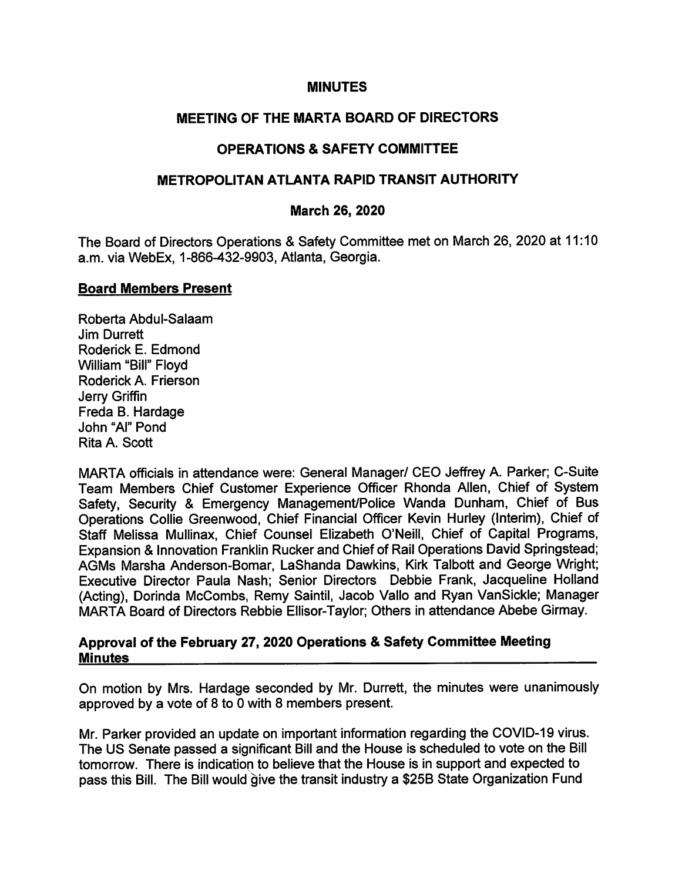# MINUTES

## MEETING OF THE MARTA BOARD OF DIRECTORS

## OPERATIONS & SAFETY COMMITTEE

## METROPOLITAN ATLANTA RAPID TRANSIT AUTHORITY

### March 26, 2020

The Board of Directors Operations & Safety Committee met on March 26, 2020 at 11:10 a.m. via WebEx, 1-866-432-9903, Atlanta, Georgia.

**Board Members Present**

Roberta Abdul-Salaam
Jim Durrett
Roderick E. Edmond
William "Bill" Floyd
Roderick A. Frierson
Jerry Griffin
Freda B. Hardage
John "Al" Pond
Rita A. Scott

MARTA officials in attendance were: General Manager/ CEO Jeffrey A. Parker; C-Suite Team Members Chief Customer Experience Officer Rhonda Allen, Chief of System Safety, Security & Emergency Management/Police Wanda Dunham, Chief of Bus Operations Collie Greenwood, Chief Financial Officer Kevin Hurley (Interim), Chief of Staff Melissa Mullinax, Chief Counsel Elizabeth O'Neill, Chief of Capital Programs, Expansion & Innovation Franklin Rucker and Chief of Rail Operations David Springstead; AGMs Marsha Anderson-Bomar, LaShanda Dawkins, Kirk Talbott and George Wright; Executive Director Paula Nash; Senior Directors Debbie Frank, Jacqueline Holland (Acting), Dorinda McCombs, Remy Saintil, Jacob Vallo and Ryan VanSickle; Manager MARTA Board of Directors Rebbie Ellisor-Taylor; Others in attendance Abebe Girmay.

**Approval of the February 27, 2020 Operations & Safety Committee Meeting Minutes**

On motion by Mrs. Hardage seconded by Mr. Durrett, the minutes were unanimously approved by a vote of 8 to 0 with 8 members present.

Mr. Parker provided an update on important information regarding the COVID-19 virus. The US Senate passed a significant Bill and the House is scheduled to vote on the Bill tomorrow. There is indication to believe that the House is in support and expected to pass this Bill. The Bill would give the transit industry a $25B State Organization Fund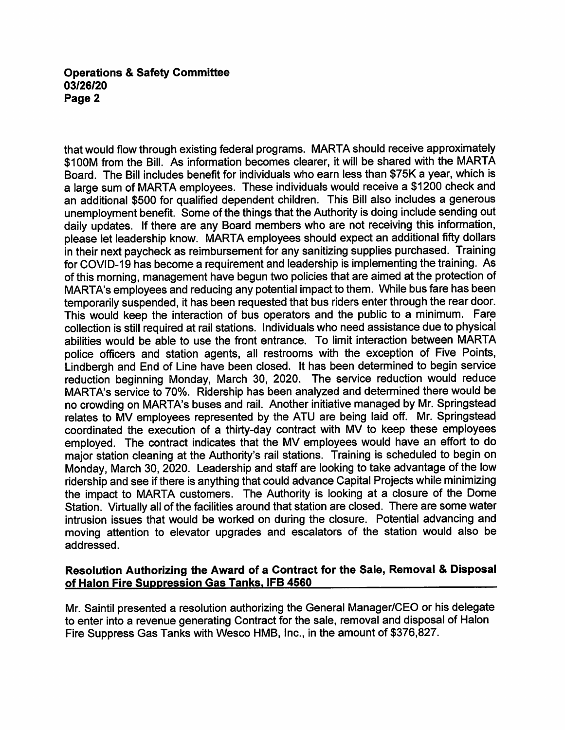that would flow through existing federal programs. MARTA should receive approximately $100M from the Bill. As information becomes clearer, it will be shared with the MARTA Board. The Bill includes benefit for individuals who earn less than $75K a year, which is a large sum of MARTA employees. These individuals would receive a $1200 check and an additional $500 for qualified dependent children. This Bill also includes a generous unemployment benefit. Some of the things that the Authority is doing include sending out daily updates. If there are any Board members who are not receiving this information, please let leadership know. MARTA employees should expect an additional fifty dollars in their next paycheck as reimbursement for any sanitizing supplies purchased. Training for COVID-19 has become a requirement and leadership is implementing the training. As of this morning, management have begun two policies that are aimed at the protection of MARTA's employees and reducing any potential impact to them. While bus fare has been temporarily suspended, it has been requested that bus riders enter through the rear door. This would keep the interaction of bus operators and the public to a minimum. Fare collection is still required at rail stations. Individuals who need assistance due to physical abilities would be able to use the front entrance. To limit interaction between MARTA police officers and station agents, all restrooms with the exception of Five Points, Lindbergh and End of Line have been closed. It has been determined to begin service reduction beginning Monday, March 30, 2020. The service reduction would reduce MARTA's service to 70%. Ridership has been analyzed and determined there would be no crowding on MARTA's buses and rail. Another initiative managed by Mr. Springstead relates to MV employees represented by the ATU are being laid off. Mr. Springstead coordinated the execution of a thirty-day contract with MV to keep these employees employed. The contract indicates that the MV employees would have an effort to do major station cleaning at the Authority's rail stations. Training is scheduled to begin on Monday, March 30, 2020. Leadership and staff are looking to take advantage of the low ridership and see if there is anything that could advance Capital Projects while minimizing the impact to MARTA customers. The Authority is looking at a closure of the Dome Station. Virtually all of the facilities around that station are closed. There are some water intrusion issues that would be worked on during the closure. Potential advancing and moving attention to elevator upgrades and escalators of the station would also be addressed.

## Resolution Authorizing the Award of a Contract for the Sale, Removal & Disposal of Halon Fire Suppression Gas Tanks, IFB 4560

Mr. Saintil presented a resolution authorizing the General Manager/CEO or his delegate to enter into a revenue generating Contract for the sale, removal and disposal of Halon Fire Suppress Gas Tanks with Wesco HMB, Inc., in the amount of $376,827.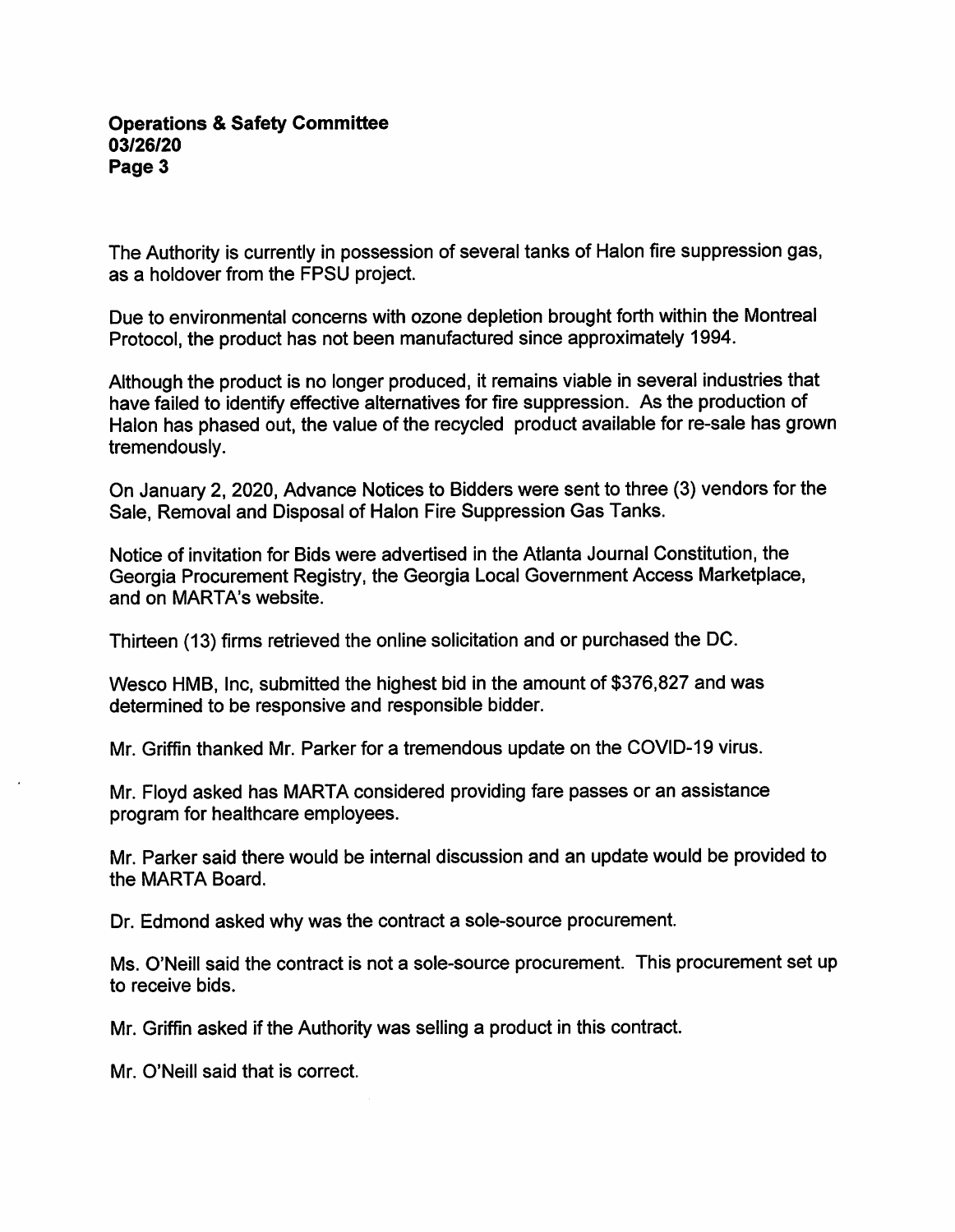The Authority is currently in possession of several tanks of Halon fire suppression gas, as a holdover from the FPSU project.

Due to environmental concerns with ozone depletion brought forth within the Montreal Protocol, the product has not been manufactured since approximately 1994.

Although the product is no longer produced, it remains viable in several industries that have failed to identify effective alternatives for fire suppression. As the production of Halon has phased out, the value of the recycled product available for re-sale has grown tremendously.

On January 2, 2020, Advance Notices to Bidders were sent to three (3) vendors for the Sale, Removal and Disposal of Halon Fire Suppression Gas Tanks.

Notice of invitation for Bids were advertised in the Atlanta Journal Constitution, the Georgia Procurement Registry, the Georgia Local Government Access Marketplace, and on MARTA's website.

Thirteen (13) firms retrieved the online solicitation and or purchased the DC.

Wesco HMB, Inc, submitted the highest bid in the amount of $376,827 and was determined to be responsive and responsible bidder.

Mr. Griffin thanked Mr. Parker for a tremendous update on the COVID-19 virus.

Mr. Floyd asked has MARTA considered providing fare passes or an assistance program for healthcare employees.

Mr. Parker said there would be internal discussion and an update would be provided to the MARTA Board.

Dr. Edmond asked why was the contract a sole-source procurement.

Ms. O'Neill said the contract is not a sole-source procurement. This procurement set up to receive bids.

Mr. Griffin asked if the Authority was selling a product in this contract.

Mr. O'Neill said that is correct.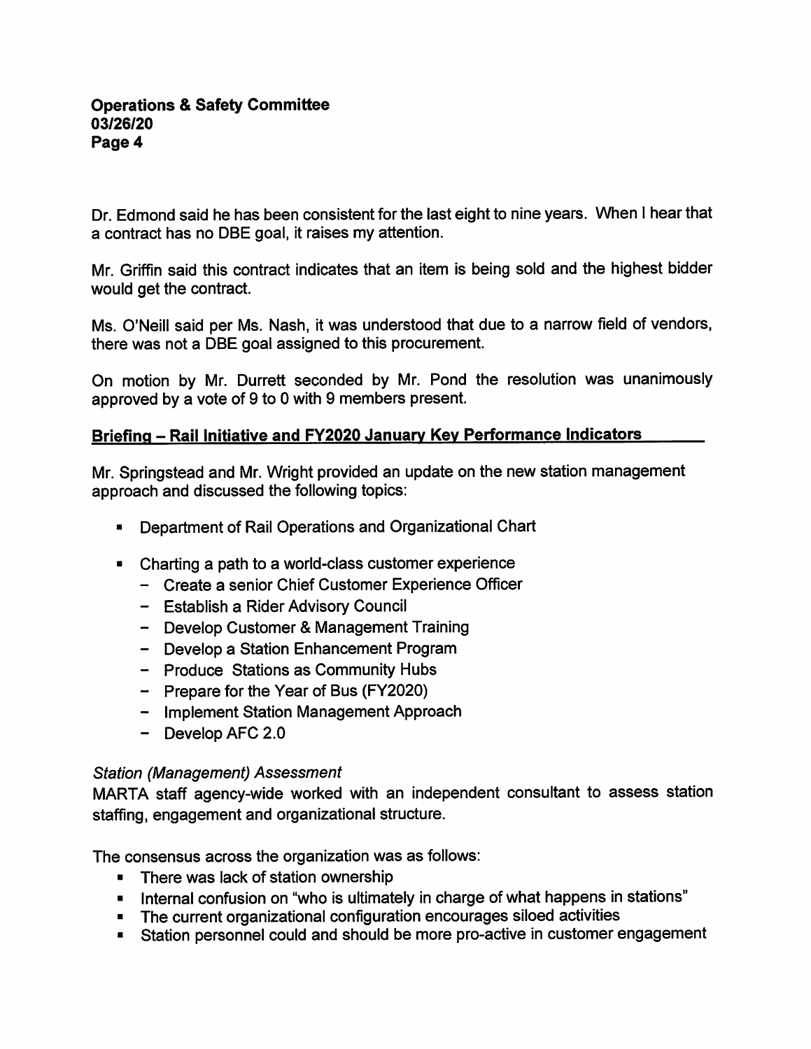Dr. Edmond said he has been consistent for the last eight to nine years. When I hear that a contract has no DBE goal, it raises my attention.

Mr. Griffin said this contract indicates that an item is being sold and the highest bidder would get the contract.

Ms. O'Neill said per Ms. Nash, it was understood that due to a narrow field of vendors, there was not a DBE goal assigned to this procurement.

On motion by Mr. Durrett seconded by Mr. Pond the resolution was unanimously approved by a vote of 9 to 0 with 9 members present.

## Briefing – Rail Initiative and FY2020 January Key Performance Indicators

Mr. Springstead and Mr. Wright provided an update on the new station management approach and discussed the following topics:

- Department of Rail Operations and Organizational Chart
- Charting a path to a world-class customer experience
  - Create a senior Chief Customer Experience Officer
  - Establish a Rider Advisory Council
  - Develop Customer & Management Training
  - Develop a Station Enhancement Program
  - Produce Stations as Community Hubs
  - Prepare for the Year of Bus (FY2020)
  - Implement Station Management Approach
  - Develop AFC 2.0

*Station (Management) Assessment*

MARTA staff agency-wide worked with an independent consultant to assess station staffing, engagement and organizational structure.

The consensus across the organization was as follows:

- There was lack of station ownership
- Internal confusion on "who is ultimately in charge of what happens in stations"
- The current organizational configuration encourages siloed activities
- Station personnel could and should be more pro-active in customer engagement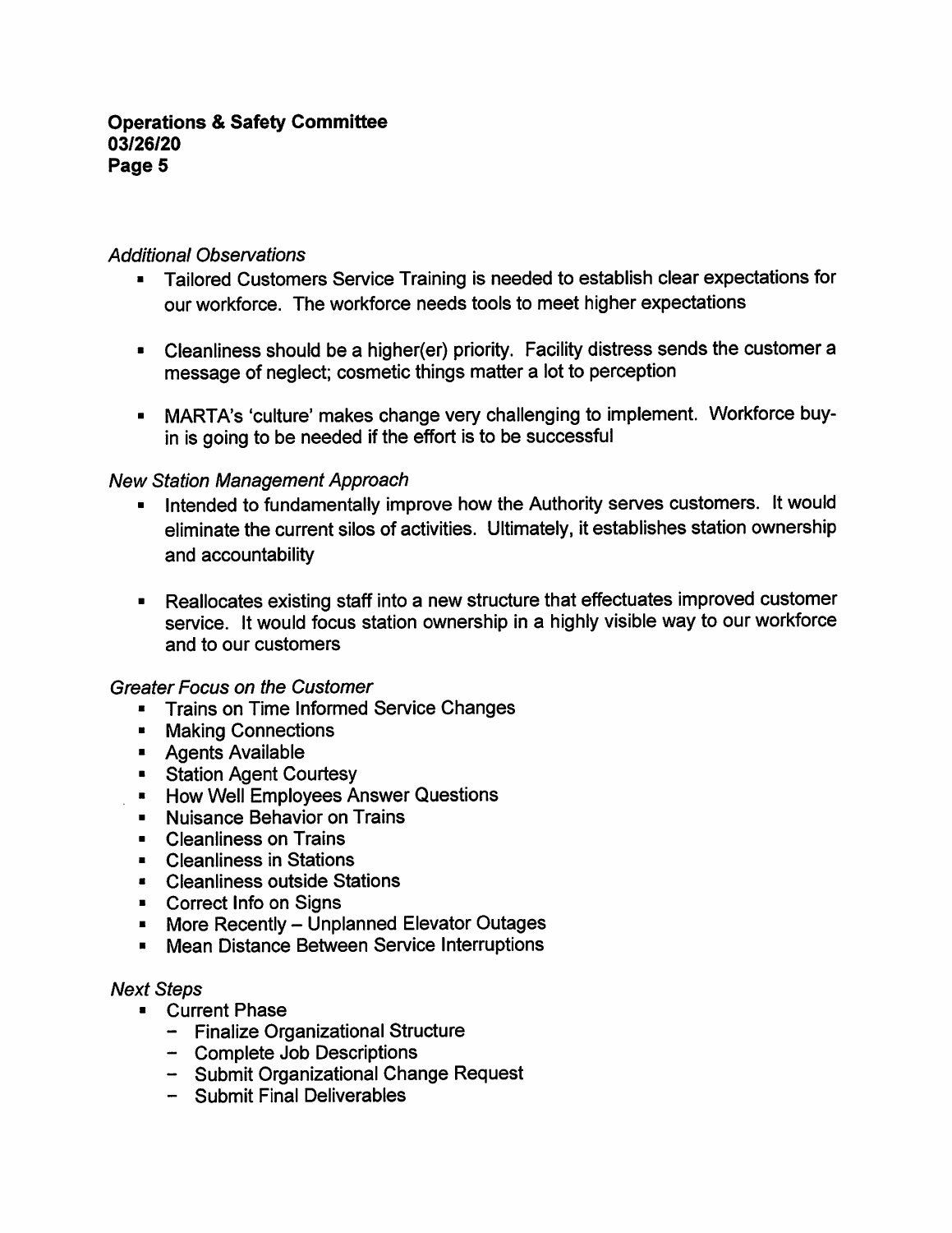*Additional Observations*

- Tailored Customers Service Training is needed to establish clear expectations for our workforce. The workforce needs tools to meet higher expectations
- Cleanliness should be a higher(er) priority. Facility distress sends the customer a message of neglect; cosmetic things matter a lot to perception
- MARTA's 'culture' makes change very challenging to implement. Workforce buy-in is going to be needed if the effort is to be successful

*New Station Management Approach*

- Intended to fundamentally improve how the Authority serves customers. It would eliminate the current silos of activities. Ultimately, it establishes station ownership and accountability
- Reallocates existing staff into a new structure that effectuates improved customer service. It would focus station ownership in a highly visible way to our workforce and to our customers

*Greater Focus on the Customer*

- Trains on Time Informed Service Changes
- Making Connections
- Agents Available
- Station Agent Courtesy
- How Well Employees Answer Questions
- Nuisance Behavior on Trains
- Cleanliness on Trains
- Cleanliness in Stations
- Cleanliness outside Stations
- Correct Info on Signs
- More Recently – Unplanned Elevator Outages
- Mean Distance Between Service Interruptions

*Next Steps*

- Current Phase
  - Finalize Organizational Structure
  - Complete Job Descriptions
  - Submit Organizational Change Request
  - Submit Final Deliverables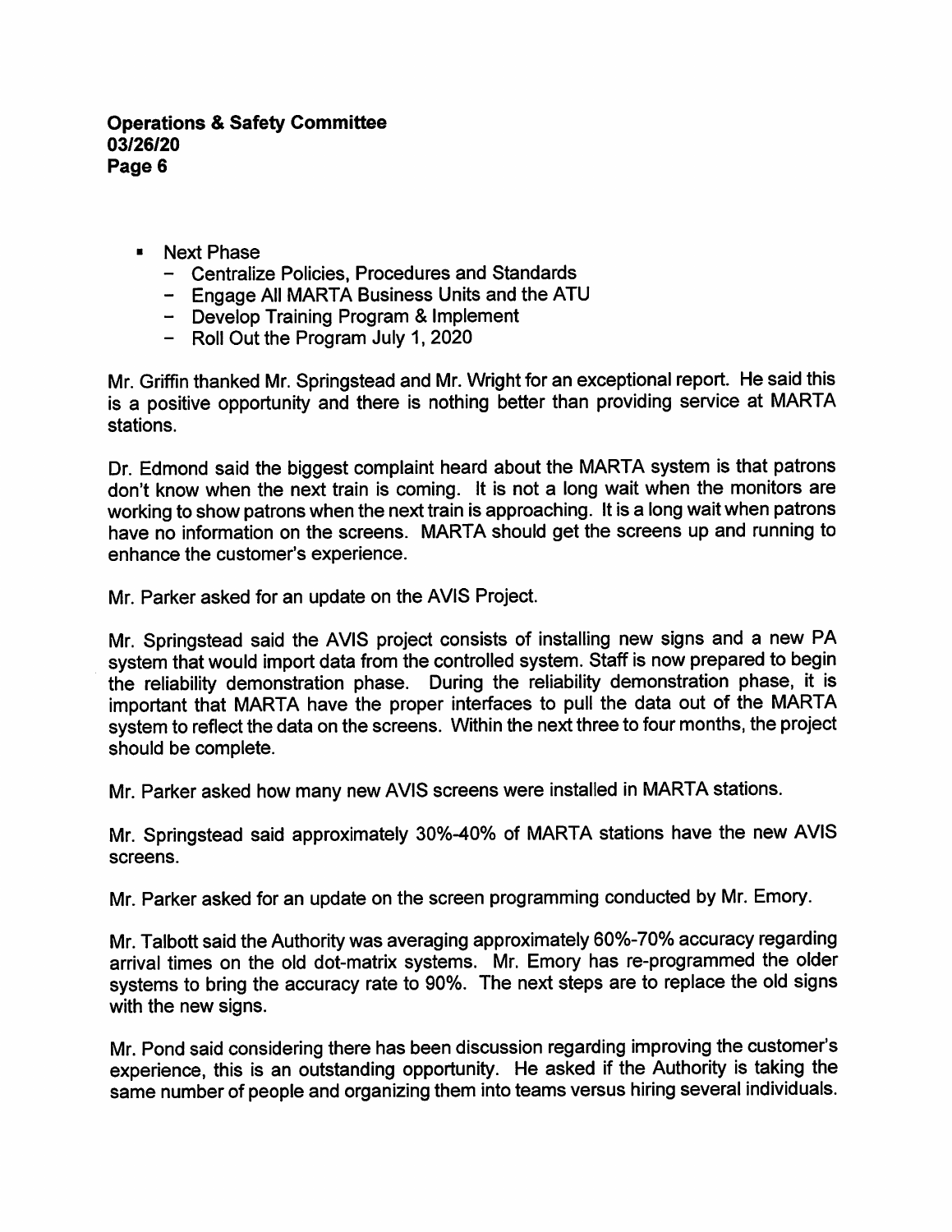- Next Phase
  - Centralize Policies, Procedures and Standards
  - Engage All MARTA Business Units and the ATU
  - Develop Training Program & Implement
  - Roll Out the Program July 1, 2020

Mr. Griffin thanked Mr. Springstead and Mr. Wright for an exceptional report. He said this is a positive opportunity and there is nothing better than providing service at MARTA stations.

Dr. Edmond said the biggest complaint heard about the MARTA system is that patrons don't know when the next train is coming. It is not a long wait when the monitors are working to show patrons when the next train is approaching. It is a long wait when patrons have no information on the screens. MARTA should get the screens up and running to enhance the customer's experience.

Mr. Parker asked for an update on the AVIS Project.

Mr. Springstead said the AVIS project consists of installing new signs and a new PA system that would import data from the controlled system. Staff is now prepared to begin the reliability demonstration phase. During the reliability demonstration phase, it is important that MARTA have the proper interfaces to pull the data out of the MARTA system to reflect the data on the screens. Within the next three to four months, the project should be complete.

Mr. Parker asked how many new AVIS screens were installed in MARTA stations.

Mr. Springstead said approximately 30%-40% of MARTA stations have the new AVIS screens.

Mr. Parker asked for an update on the screen programming conducted by Mr. Emory.

Mr. Talbott said the Authority was averaging approximately 60%-70% accuracy regarding arrival times on the old dot-matrix systems. Mr. Emory has re-programmed the older systems to bring the accuracy rate to 90%. The next steps are to replace the old signs with the new signs.

Mr. Pond said considering there has been discussion regarding improving the customer's experience, this is an outstanding opportunity. He asked if the Authority is taking the same number of people and organizing them into teams versus hiring several individuals.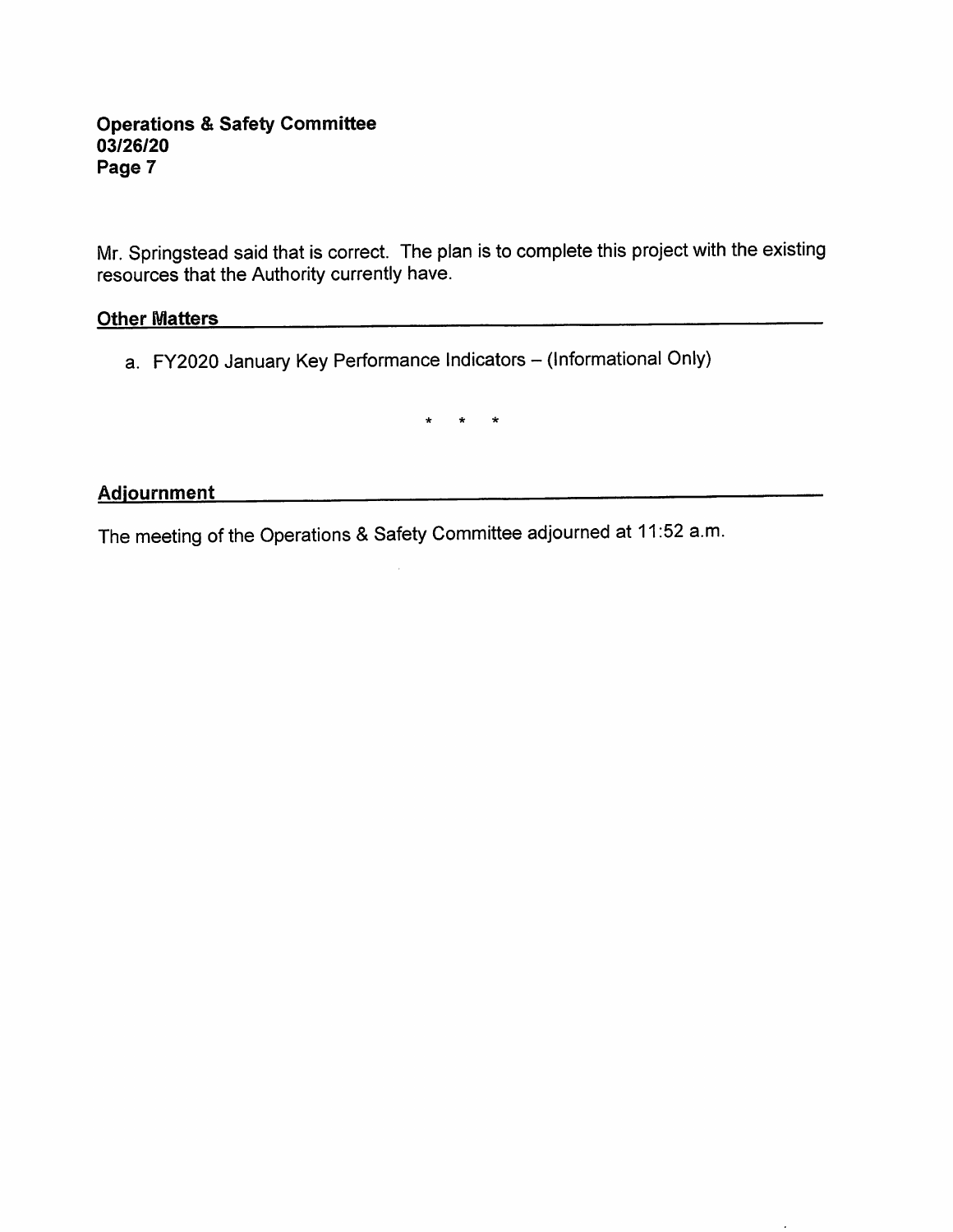Mr. Springstead said that is correct. The plan is to complete this project with the existing resources that the Authority currently have.

## Other Matters

a. FY2020 January Key Performance Indicators – (Informational Only)

\* \* \*

## Adjournment

The meeting of the Operations & Safety Committee adjourned at 11:52 a.m.